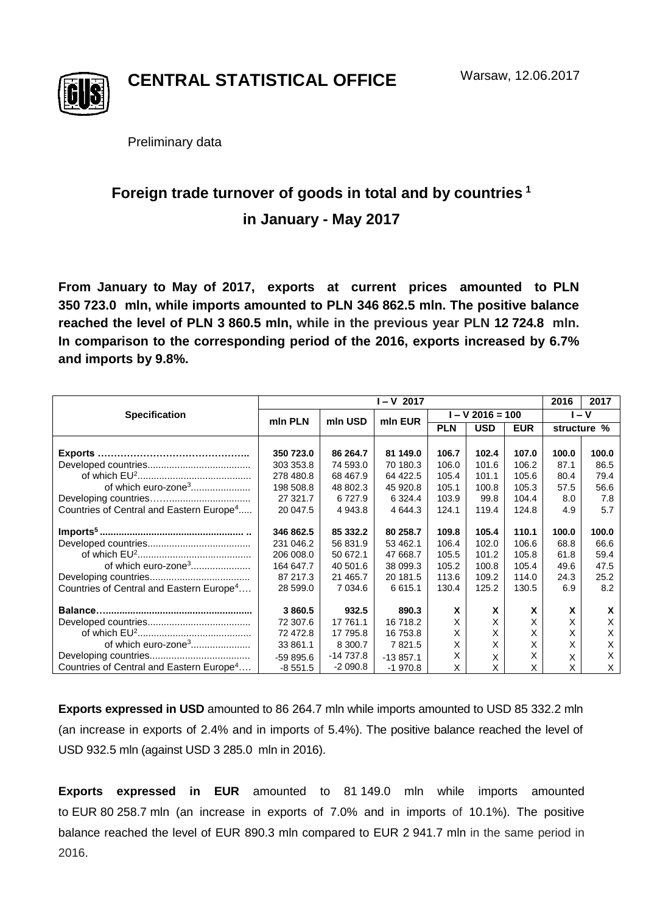# CENTRAL STATISTICAL OFFICE

Warsaw, 12.06.2017

Preliminary data

## Foreign trade turnover of goods in total and by countries [1] in January - May 2017

**From January to May of 2017, exports at current prices amounted to PLN 350 723.0 mln, while imports amounted to PLN 346 862.5 mln. The positive balance reached the level of PLN 3 860.5 mln, while in the previous year PLN 12 724.8 mln. In comparison to the corresponding period of the 2016, exports increased by 6.7% and imports by 9.8%.**

| Specification | I – V 2017 | | | | | | 2016 | 2017 |
|---|---|---|---|---|---|---|---|---|
| | mln PLN | mln USD | mln EUR | I – V 2016 = 100 | | | I – V | |
| | | | | PLN | USD | EUR | structure % | |
| **Exports ……………………………………..** | **350 723.0** | **86 264.7** | **81 149.0** | **106.7** | **102.4** | **107.0** | **100.0** | **100.0** |
| Developed countries...................................... | 303 353.8 | 74 593.0 | 70 180.3 | 106.0 | 101.6 | 106.2 | 87.1 | 86.5 |
| of which EU[2].......................................... | 278 480.8 | 68 467.9 | 64 422.5 | 105.4 | 101.1 | 105.6 | 80.4 | 79.4 |
| of which euro-zone[3]...................... | 198 508.8 | 48 802.3 | 45 920.8 | 105.1 | 100.8 | 105.3 | 57.5 | 56.6 |
| Developing countries……............................ | 27 321.7 | 6 727.9 | 6 324.4 | 103.9 | 99.8 | 104.4 | 8.0 | 7.8 |
| Countries of Central and Eastern Europe[4]..... | 20 047.5 | 4 943.8 | 4 644.3 | 124.1 | 119.4 | 124.8 | 4.9 | 5.7 |
| **Imports[5] .................................................... ..** | **346 862.5** | **85 332.2** | **80 258.7** | **109.8** | **105.4** | **110.1** | **100.0** | **100.0** |
| Developed countries...................................... | 231 046.2 | 56 831.9 | 53 462.1 | 106.4 | 102.0 | 106.6 | 68.8 | 66.6 |
| of which EU[2].......................................... | 206 008.0 | 50 672.1 | 47 668.7 | 105.5 | 101.2 | 105.8 | 61.8 | 59.4 |
| of which euro-zone[3]...................... | 164 647.7 | 40 501.6 | 38 099.3 | 105.2 | 100.8 | 105.4 | 49.6 | 47.5 |
| Developing countries.................................... | 87 217.3 | 21 465.7 | 20 181.5 | 113.6 | 109.2 | 114.0 | 24.3 | 25.2 |
| Countries of Central and Eastern Europe[4]…. | 28 599.0 | 7 034.6 | 6 615.1 | 130.4 | 125.2 | 130.5 | 6.9 | 8.2 |
| **Balance…....................................................** | **3 860.5** | **932.5** | **890.3** | **X** | **X** | **X** | **X** | **X** |
| Developed countries...................................... | 72 307.6 | 17 761.1 | 16 718.2 | X | X | X | X | X |
| of which EU[2].......................................... | 72 472.8 | 17 795.8 | 16 753.8 | X | X | X | X | X |
| of which euro-zone[3]...................... | 33 861.1 | 8 300.7 | 7 821.5 | X | X | X | X | X |
| Developing countries.................................... | -59 895.6 | -14 737.8 | -13 857.1 | X | X | X | X | X |
| Countries of Central and Eastern Europe[4]…. | -8 551.5 | -2 090.8 | -1 970.8 | X | X | X | X | X |

**Exports expressed in USD** amounted to 86 264.7 mln while imports amounted to USD 85 332.2 mln (an increase in exports of 2.4% and in imports of 5.4%). The positive balance reached the level of USD 932.5 mln (against USD 3 285.0 mln in 2016).

**Exports expressed in EUR** amounted to 81 149.0 mln while imports amounted to EUR 80 258.7 mln (an increase in exports of 7.0% and in imports of 10.1%). The positive balance reached the level of EUR 890.3 mln compared to EUR 2 941.7 mln in the same period in 2016.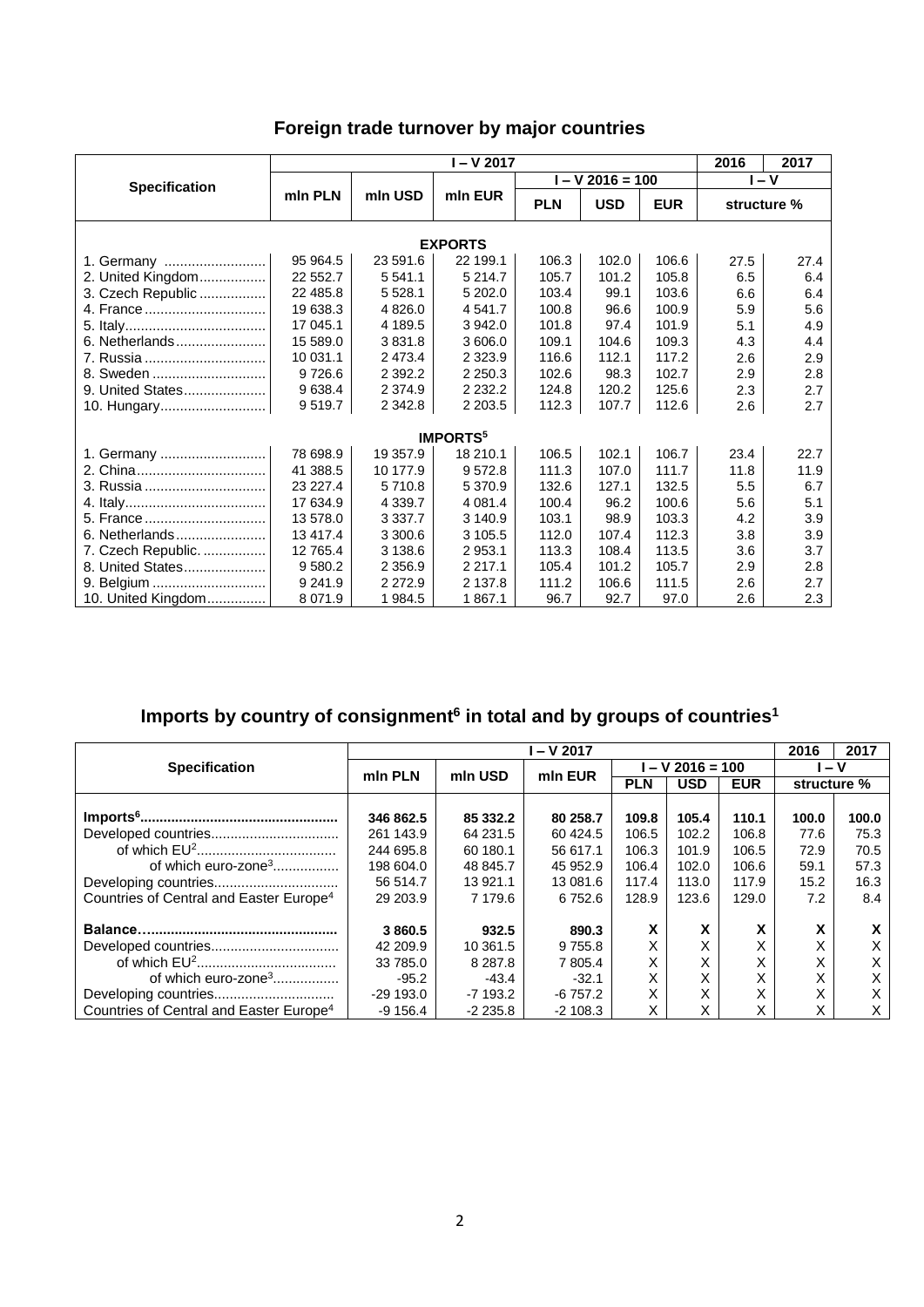## Foreign trade turnover by major countries

| Specification | I – V 2017 | | | | | | 2016 | 2017 |
|---|---|---|---|---|---|---|---|---|
| | mln PLN | mln USD | mln EUR | I – V 2016 = 100 | | | I – V | |
| | | | | PLN | USD | EUR | structure % | |
| **EXPORTS** | | | | | | | | |
| 1. Germany | 95 964.5 | 23 591.6 | 22 199.1 | 106.3 | 102.0 | 106.6 | 27.5 | 27.4 |
| 2. United Kingdom | 22 552.7 | 5 541.1 | 5 214.7 | 105.7 | 101.2 | 105.8 | 6.5 | 6.4 |
| 3. Czech Republic | 22 485.8 | 5 528.1 | 5 202.0 | 103.4 | 99.1 | 103.6 | 6.6 | 6.4 |
| 4. France | 19 638.3 | 4 826.0 | 4 541.7 | 100.8 | 96.6 | 100.9 | 5.9 | 5.6 |
| 5. Italy | 17 045.1 | 4 189.5 | 3 942.0 | 101.8 | 97.4 | 101.9 | 5.1 | 4.9 |
| 6. Netherlands | 15 589.0 | 3 831.8 | 3 606.0 | 109.1 | 104.6 | 109.3 | 4.3 | 4.4 |
| 7. Russia | 10 031.1 | 2 473.4 | 2 323.9 | 116.6 | 112.1 | 117.2 | 2.6 | 2.9 |
| 8. Sweden | 9 726.6 | 2 392.2 | 2 250.3 | 102.6 | 98.3 | 102.7 | 2.9 | 2.8 |
| 9. United States | 9 638.4 | 2 374.9 | 2 232.2 | 124.8 | 120.2 | 125.6 | 2.3 | 2.7 |
| 10. Hungary | 9 519.7 | 2 342.8 | 2 203.5 | 112.3 | 107.7 | 112.6 | 2.6 | 2.7 |
| **IMPORTS[5]** | | | | | | | | |
| 1. Germany | 78 698.9 | 19 357.9 | 18 210.1 | 106.5 | 102.1 | 106.7 | 23.4 | 22.7 |
| 2. China | 41 388.5 | 10 177.9 | 9 572.8 | 111.3 | 107.0 | 111.7 | 11.8 | 11.9 |
| 3. Russia | 23 227.4 | 5 710.8 | 5 370.9 | 132.6 | 127.1 | 132.5 | 5.5 | 6.7 |
| 4. Italy | 17 634.9 | 4 339.7 | 4 081.4 | 100.4 | 96.2 | 100.6 | 5.6 | 5.1 |
| 5. France | 13 578.0 | 3 337.7 | 3 140.9 | 103.1 | 98.9 | 103.3 | 4.2 | 3.9 |
| 6. Netherlands | 13 417.4 | 3 300.6 | 3 105.5 | 112.0 | 107.4 | 112.3 | 3.8 | 3.9 |
| 7. Czech Republic. | 12 765.4 | 3 138.6 | 2 953.1 | 113.3 | 108.4 | 113.5 | 3.6 | 3.7 |
| 8. United States | 9 580.2 | 2 356.9 | 2 217.1 | 105.4 | 101.2 | 105.7 | 2.9 | 2.8 |
| 9. Belgium | 9 241.9 | 2 272.9 | 2 137.8 | 111.2 | 106.6 | 111.5 | 2.6 | 2.7 |
| 10. United Kingdom | 8 071.9 | 1 984.5 | 1 867.1 | 96.7 | 92.7 | 97.0 | 2.6 | 2.3 |

## Imports by country of consignment[6] in total and by groups of countries[1]

| Specification | I – V 2017 | | | | | | 2016 | 2017 |
|---|---|---|---|---|---|---|---|---|
| | mln PLN | mln USD | mln EUR | I – V 2016 = 100 | | | I – V | |
| | | | | PLN | USD | EUR | structure % | |
| **Imports[6]** | **346 862.5** | **85 332.2** | **80 258.7** | **109.8** | **105.4** | **110.1** | **100.0** | **100.0** |
| Developed countries | 261 143.9 | 64 231.5 | 60 424.5 | 106.5 | 102.2 | 106.8 | 77.6 | 75.3 |
| of which EU[2] | 244 695.8 | 60 180.1 | 56 617.1 | 106.3 | 101.9 | 106.5 | 72.9 | 70.5 |
| of which euro-zone[3] | 198 604.0 | 48 845.7 | 45 952.9 | 106.4 | 102.0 | 106.6 | 59.1 | 57.3 |
| Developing countries | 56 514.7 | 13 921.1 | 13 081.6 | 117.4 | 113.0 | 117.9 | 15.2 | 16.3 |
| Countries of Central and Easter Europe[4] | 29 203.9 | 7 179.6 | 6 752.6 | 128.9 | 123.6 | 129.0 | 7.2 | 8.4 |
| **Balance** | **3 860.5** | **932.5** | **890.3** | **X** | **X** | **X** | **X** | **X** |
| Developed countries | 42 209.9 | 10 361.5 | 9 755.8 | X | X | X | X | X |
| of which EU[2] | 33 785.0 | 8 287.8 | 7 805.4 | X | X | X | X | X |
| of which euro-zone[3] | -95.2 | -43.4 | -32.1 | X | X | X | X | X |
| Developing countries | -29 193.0 | -7 193.2 | -6 757.2 | X | X | X | X | X |
| Countries of Central and Easter Europe[4] | -9 156.4 | -2 235.8 | -2 108.3 | X | X | X | X | X |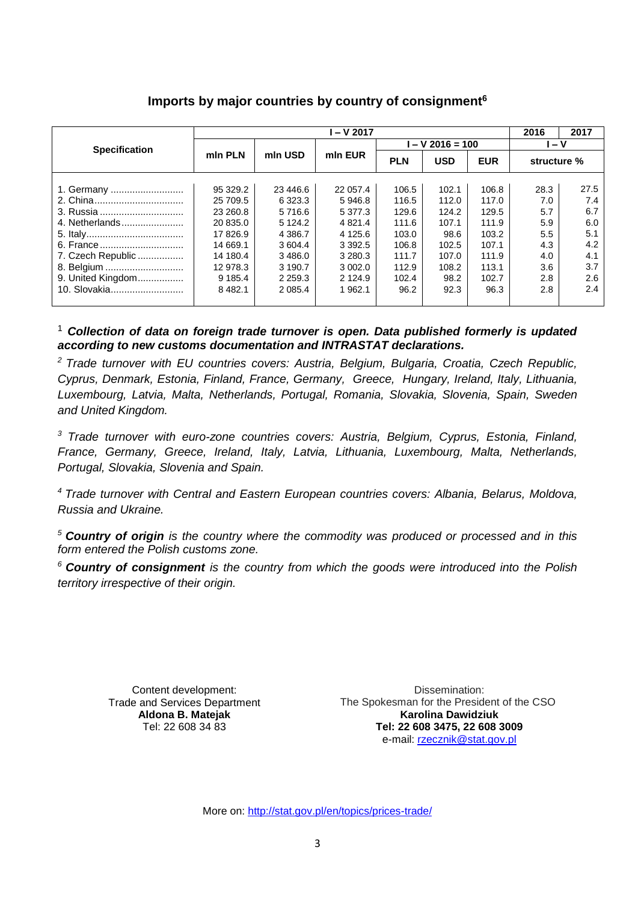## Imports by major countries by country of consignment[6]

| Specification | I – V 2017 | | | | | | 2016 | 2017 |
|---|---|---|---|---|---|---|---|---|
| | mln PLN | mln USD | mln EUR | I – V 2016 = 100 | | | I – V | |
| | | | | PLN | USD | EUR | structure % | |
| 1. Germany | 95 329.2 | 23 446.6 | 22 057.4 | 106.5 | 102.1 | 106.8 | 28.3 | 27.5 |
| 2. China | 25 709.5 | 6 323.3 | 5 946.8 | 116.5 | 112.0 | 117.0 | 7.0 | 7.4 |
| 3. Russia | 23 260.8 | 5 716.6 | 5 377.3 | 129.6 | 124.2 | 129.5 | 5.7 | 6.7 |
| 4. Netherlands | 20 835.0 | 5 124.2 | 4 821.4 | 111.6 | 107.1 | 111.9 | 5.9 | 6.0 |
| 5. Italy | 17 826.9 | 4 386.7 | 4 125.6 | 103.0 | 98.6 | 103.2 | 5.5 | 5.1 |
| 6. France | 14 669.1 | 3 604.4 | 3 392.5 | 106.8 | 102.5 | 107.1 | 4.3 | 4.2 |
| 7. Czech Republic | 14 180.4 | 3 486.0 | 3 280.3 | 111.7 | 107.0 | 111.9 | 4.0 | 4.1 |
| 8. Belgium | 12 978.3 | 3 190.7 | 3 002.0 | 112.9 | 108.2 | 113.1 | 3.6 | 3.7 |
| 9. United Kingdom | 9 185.4 | 2 259.3 | 2 124.9 | 102.4 | 98.2 | 102.7 | 2.8 | 2.6 |
| 10. Slovakia | 8 482.1 | 2 085.4 | 1 962.1 | 96.2 | 92.3 | 96.3 | 2.8 | 2.4 |

[1] ***Collection of data on foreign trade turnover is open. Data published formerly is updated according to new customs documentation and INTRASTAT declarations.***

[2] *Trade turnover with EU countries covers: Austria, Belgium, Bulgaria, Croatia, Czech Republic, Cyprus, Denmark, Estonia, Finland, France, Germany, Greece, Hungary, Ireland, Italy, Lithuania, Luxembourg, Latvia, Malta, Netherlands, Portugal, Romania, Slovakia, Slovenia, Spain, Sweden and United Kingdom.*

[3] *Trade turnover with euro-zone countries covers: Austria, Belgium, Cyprus, Estonia, Finland, France, Germany, Greece, Ireland, Italy, Latvia, Lithuania, Luxembourg, Malta, Netherlands, Portugal, Slovakia, Slovenia and Spain.*

[4] *Trade turnover with Central and Eastern European countries covers: Albania, Belarus, Moldova, Russia and Ukraine.*

[5] ***Country of origin** is the country where the commodity was produced or processed and in this form entered the Polish customs zone.*

[6] ***Country of consignment** is the country from which the goods were introduced into the Polish territory irrespective of their origin.*

Content development:
Trade and Services Department
**Aldona B. Matejak**
Tel: 22 608 34 83

Dissemination:
The Spokesman for the President of the CSO
**Karolina Dawidziuk**
**Tel: 22 608 3475, 22 608 3009**
e-mail: rzecznik@stat.gov.pl

More on: http://stat.gov.pl/en/topics/prices-trade/